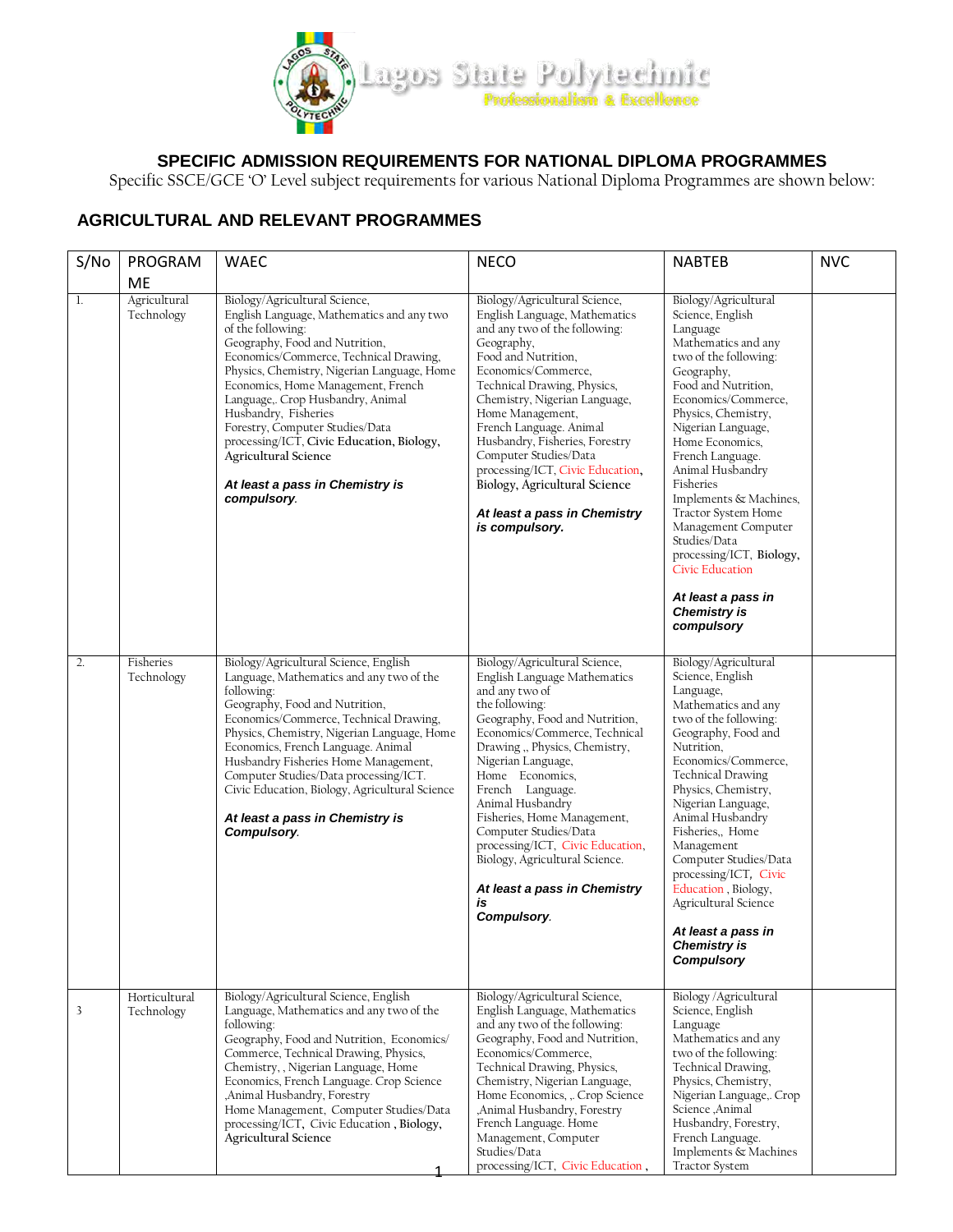Lagos State Polytechnic
Professionalism & Excellence

## SPECIFIC ADMISSION REQUIREMENTS FOR NATIONAL DIPLOMA PROGRAMMES

Specific SSCE/GCE 'O' Level subject requirements for various National Diploma Programmes are shown below:

### AGRICULTURAL AND RELEVANT PROGRAMMES

| S/No | PROGRAMME | WAEC | NECO | NABTEB | NVC |
|---|---|---|---|---|---|
| 1. | Agricultural Technology | Biology/Agricultural Science, English Language, Mathematics and any two of the following: Geography, Food and Nutrition, Economics/Commerce, Technical Drawing, Physics, Chemistry, Nigerian Language, Home Economics, Home Management, French Language,. Crop Husbandry, Animal Husbandry, Fisheries Forestry, Computer Studies/Data processing/ICT, **Civic Education, Biology, Agricultural Science** <br><br> ***At least a pass in Chemistry is compulsory.*** | Biology/Agricultural Science, English Language, Mathematics and any two of the following: Geography, Food and Nutrition, Economics/Commerce, Technical Drawing, Physics, Chemistry, Nigerian Language, Home Management, French Language. Animal Husbandry, Fisheries, Forestry Computer Studies/Data processing/ICT, Civic Education, **Biology, Agricultural Science** <br><br> ***At least a pass in Chemistry is compulsory.*** | Biology/Agricultural Science, English Language Mathematics and any two of the following: Geography, Food and Nutrition, Economics/Commerce, Physics, Chemistry, Nigerian Language, Home Economics, French Language. Animal Husbandry Fisheries Implements & Machines, Tractor System Home Management Computer Studies/Data processing/ICT, **Biology,** Civic Education <br><br> ***At least a pass in Chemistry is compulsory*** | |
| 2. | Fisheries Technology | Biology/Agricultural Science, English Language, Mathematics and any two of the following: Geography, Food and Nutrition, Economics/Commerce, Technical Drawing, Physics, Chemistry, Nigerian Language, Home Economics, French Language. Animal Husbandry Fisheries Home Management, Computer Studies/Data processing/ICT. Civic Education, Biology, Agricultural Science <br><br> ***At least a pass in Chemistry is Compulsory.*** | Biology/Agricultural Science, English Language Mathematics and any two of the following: Geography, Food and Nutrition, Economics/Commerce, Technical Drawing ,, Physics, Chemistry, Nigerian Language, Home Economics, French Language. Animal Husbandry Fisheries, Home Management, Computer Studies/Data processing/ICT, Civic Education, Biology, Agricultural Science. <br><br> ***At least a pass in Chemistry is Compulsory.*** | Biology/Agricultural Science, English Language, Mathematics and any two of the following: Geography, Food and Nutrition, Economics/Commerce, Technical Drawing Physics, Chemistry, Nigerian Language, Animal Husbandry Fisheries,, Home Management Computer Studies/Data processing/ICT, Civic Education , Biology, Agricultural Science <br><br> ***At least a pass in Chemistry is Compulsory*** | |
| 3 | Horticultural Technology | Biology/Agricultural Science, English Language, Mathematics and any two of the following: Geography, Food and Nutrition, Economics/ Commerce, Technical Drawing, Physics, Chemistry, , Nigerian Language, Home Economics, French Language. Crop Science ,Animal Husbandry, Forestry Home Management, Computer Studies/Data processing/ICT, Civic Education **, Biology, Agricultural Science** | Biology/Agricultural Science, English Language, Mathematics and any two of the following: Geography, Food and Nutrition, Economics/Commerce, Technical Drawing, Physics, Chemistry, Nigerian Language, Home Economics, ,. Crop Science ,Animal Husbandry, Forestry French Language. Home Management, Computer Studies/Data processing/ICT, Civic Education , | Biology /Agricultural Science, English Language Mathematics and any two of the following: Technical Drawing, Physics, Chemistry, Nigerian Language,. Crop Science ,Animal Husbandry, Forestry, French Language. Implements & Machines Tractor System | |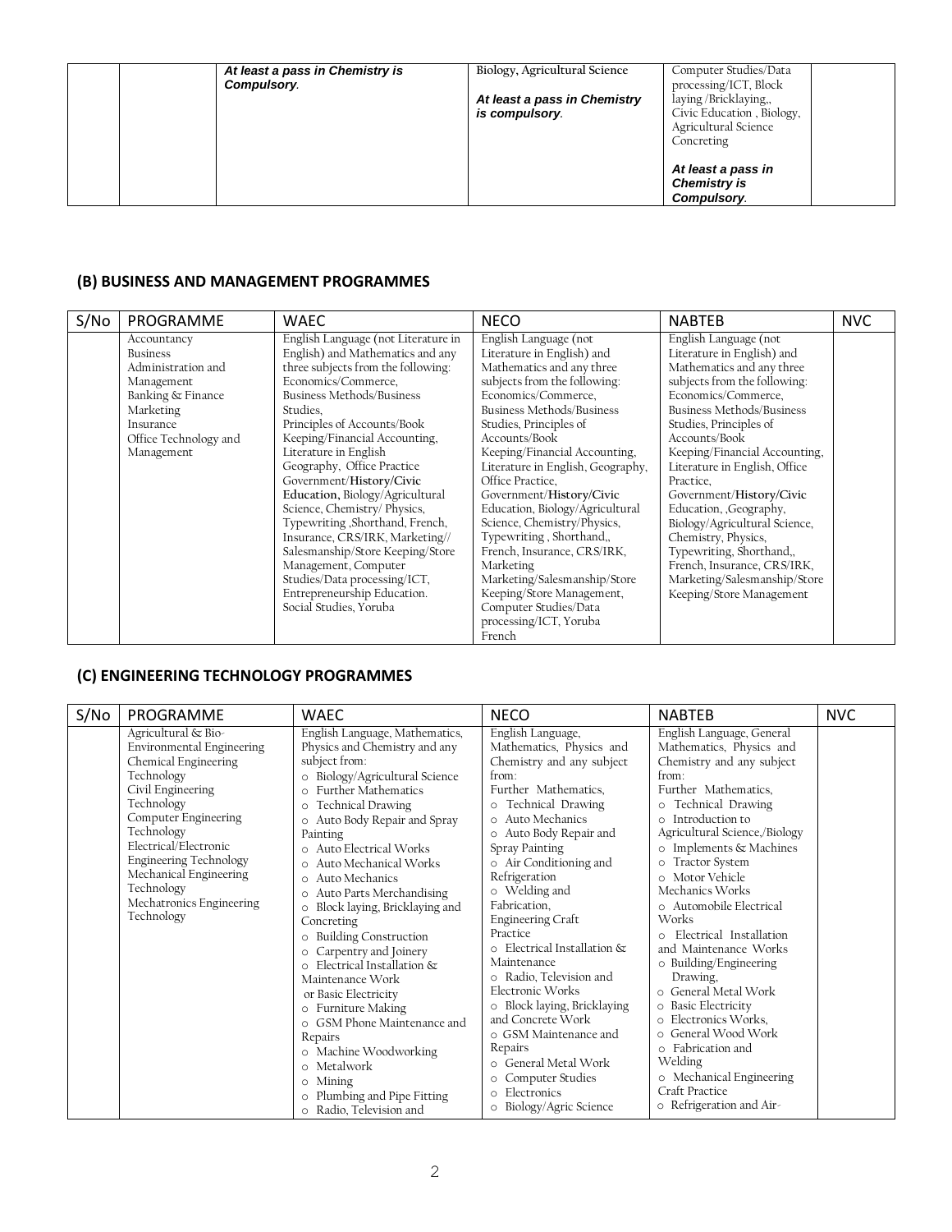|  |  | ***At least a pass in Chemistry is Compulsory.*** | Biology, Agricultural Science<br><br>***At least a pass in Chemistry is compulsory.*** | Computer Studies/Data processing/ICT, Block laying /Bricklaying,, Civic Education , Biology, Agricultural Science Concreting<br><br>***At least a pass in Chemistry is Compulsory.*** |  |
|---|---|---|---|---|---|

## (B) BUSINESS AND MANAGEMENT PROGRAMMES

| S/No | PROGRAMME | WAEC | NECO | NABTEB | NVC |
|---|---|---|---|---|---|
|  | Accountancy<br>Business Administration and Management<br>Banking & Finance<br>Marketing<br>Insurance<br>Office Technology and Management | English Language (not Literature in English) and Mathematics and any three subjects from the following: Economics/Commerce, Business Methods/Business Studies, Principles of Accounts/Book Keeping/Financial Accounting, Literature in English Geography, Office Practice Government/**History/Civic Education**, Biology/Agricultural Science, Chemistry/ Physics, Typewriting ,Shorthand, French, Insurance, CRS/IRK, Marketing// Salesmanship/Store Keeping/Store Management, Computer Studies/Data processing/ICT, Entrepreneurship Education. Social Studies, Yoruba | English Language (not Literature in English) and Mathematics and any three subjects from the following: Economics/Commerce, Business Methods/Business Studies, Principles of Accounts/Book Keeping/Financial Accounting, Literature in English, Geography, Office Practice, Government/**History/Civic** Education, Biology/Agricultural Science, Chemistry/Physics, Typewriting , Shorthand,, French, Insurance, CRS/IRK, Marketing Marketing/Salesmanship/Store Keeping/Store Management, Computer Studies/Data processing/ICT, Yoruba French | English Language (not Literature in English) and Mathematics and any three subjects from the following: Economics/Commerce, Business Methods/Business Studies, Principles of Accounts/Book Keeping/Financial Accounting, Literature in English, Office Practice, Government/**History/Civic** Education, ,Geography, Biology/Agricultural Science, Chemistry, Physics, Typewriting, Shorthand,, French, Insurance, CRS/IRK, Marketing/Salesmanship/Store Keeping/Store Management |  |

## (C) ENGINEERING TECHNOLOGY PROGRAMMES

| S/No | PROGRAMME | WAEC | NECO | NABTEB | NVC |
|---|---|---|---|---|---|
|  | Agricultural & Bio-Environmental Engineering<br>Chemical Engineering Technology<br>Civil Engineering Technology<br>Computer Engineering Technology<br>Electrical/Electronic Engineering Technology<br>Mechanical Engineering Technology<br>Mechatronics Engineering Technology | English Language, Mathematics, Physics and Chemistry and any subject from:<br>o Biology/Agricultural Science<br>o Further Mathematics<br>o Technical Drawing<br>o Auto Body Repair and Spray Painting<br>o Auto Electrical Works<br>o Auto Mechanical Works<br>o Auto Mechanics<br>o Auto Parts Merchandising<br>o Block laying, Bricklaying and Concreting<br>o Building Construction<br>o Carpentry and Joinery<br>o Electrical Installation & Maintenance Work or Basic Electricity<br>o Furniture Making<br>o GSM Phone Maintenance and Repairs<br>o Machine Woodworking<br>o Metalwork<br>o Mining<br>o Plumbing and Pipe Fitting<br>o Radio, Television and | English Language, Mathematics, Physics and Chemistry and any subject from:<br>Further Mathematics,<br>o Technical Drawing<br>o Auto Mechanics<br>o Auto Body Repair and Spray Painting<br>o Air Conditioning and Refrigeration<br>o Welding and Fabrication, Engineering Craft Practice<br>o Electrical Installation & Maintenance<br>o Radio, Television and Electronic Works<br>o Block laying, Bricklaying and Concrete Work<br>o GSM Maintenance and Repairs<br>o General Metal Work<br>o Computer Studies<br>o Electronics<br>o Biology/Agric Science | English Language, General Mathematics, Physics and Chemistry and any subject from:<br>Further Mathematics,<br>o Technical Drawing<br>o Introduction to Agricultural Science,/Biology<br>o Implements & Machines<br>o Tractor System<br>o Motor Vehicle Mechanics Works<br>o Automobile Electrical Works<br>o Electrical Installation and Maintenance Works<br>o Building/Engineering Drawing,<br>o General Metal Work<br>o Basic Electricity<br>o Electronics Works,<br>o General Wood Work<br>o Fabrication and Welding<br>o Mechanical Engineering Craft Practice<br>o Refrigeration and Air- |  |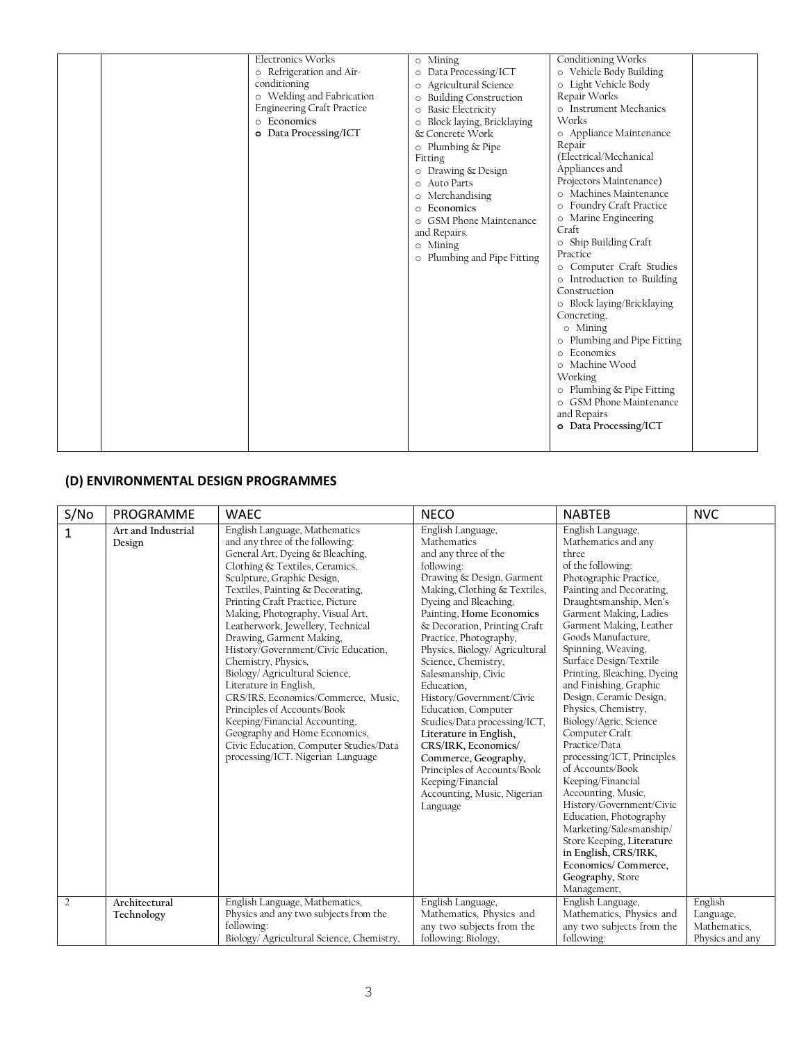| | | | | | |
|---|---|---|---|---|---|
| | | Electronics Works<br>o Refrigeration and Air-conditioning<br>o Welding and Fabrication Engineering Craft Practice<br>o Economics<br>**o Data Processing/ICT** | o Mining<br>o Data Processing/ICT<br>o Agricultural Science<br>o Building Construction<br>o Basic Electricity<br>o Block laying, Bricklaying & Concrete Work<br>o Plumbing & Pipe Fitting<br>o Drawing & Design<br>o Auto Parts<br>o Merchandising<br>o **Economics**<br>o GSM Phone Maintenance and Repairs.<br>o Mining<br>o Plumbing and Pipe Fitting | Conditioning Works<br>o Vehicle Body Building<br>o Light Vehicle Body Repair Works<br>o Instrument Mechanics Works<br>o Appliance Maintenance Repair (Electrical/Mechanical Appliances and Projectors Maintenance)<br>o Machines Maintenance<br>o Foundry Craft Practice<br>o Marine Engineering Craft<br>o Ship Building Craft Practice<br>o Computer Craft Studies<br>o Introduction to Building Construction<br>o Block laying/Bricklaying Concreting,<br>o Mining<br>o Plumbing and Pipe Fitting<br>o Economics<br>o Machine Wood Working<br>o Plumbing & Pipe Fitting<br>o GSM Phone Maintenance and Repairs<br>**o Data Processing/ICT** | |

## (D) ENVIRONMENTAL DESIGN PROGRAMMES

| S/No | PROGRAMME | WAEC | NECO | NABTEB | NVC |
|---|---|---|---|---|---|
| 1 | **Art and Industrial Design** | English Language, Mathematics and any three of the following: General Art, Dyeing & Bleaching, Clothing & Textiles, Ceramics, Sculpture, Graphic Design, Textiles, Painting & Decorating, Printing Craft Practice, Picture Making, Photography, Visual Art, Leatherwork, Jewellery, Technical Drawing, Garment Making, History/Government/Civic Education, Chemistry, Physics, Biology/ Agricultural Science, Literature in English, CRS/IRS, Economics/Commerce, Music, Principles of Accounts/Book Keeping/Financial Accounting, Geography and Home Economics, Civic Education, Computer Studies/Data processing/ICT. Nigerian Language | English Language, Mathematics and any three of the following: Drawing & Design, Garment Making, Clothing & Textiles, Dyeing and Bleaching, Painting, **Home Economics** & Decoration, Printing Craft Practice, Photography, Physics, Biology/ Agricultural Science, Chemistry, Salesmanship, Civic Education, History/Government/Civic Education, Computer Studies/Data processing/ICT, **Literature in English, CRS/IRK, Economics/ Commerce, Geography,** Principles of Accounts/Book Keeping/Financial Accounting, Music, Nigerian Language | English Language, Mathematics and any three of the following: Photographic Practice, Painting and Decorating, Draughtsmanship, Men's Garment Making, Ladies Garment Making, Leather Goods Manufacture, Spinning, Weaving, Surface Design/Textile Printing, Bleaching, Dyeing and Finishing, Graphic Design, Ceramic Design, Physics, Chemistry, Biology/Agric, Science Computer Craft Practice/Data processing/ICT, Principles of Accounts/Book Keeping/Financial Accounting, Music, History/Government/Civic Education, Photography Marketing/Salesmanship/ Store Keeping, **Literature in English, CRS/IRK, Economics/ Commerce, Geography,** Store Management, | |
| 2 | **Architectural Technology** | English Language, Mathematics, Physics and any two subjects from the following: Biology/ Agricultural Science, Chemistry, | English Language, Mathematics, Physics and any two subjects from the following: Biology, | English Language, Mathematics, Physics and any two subjects from the following: | English Language, Mathematics, Physics and any |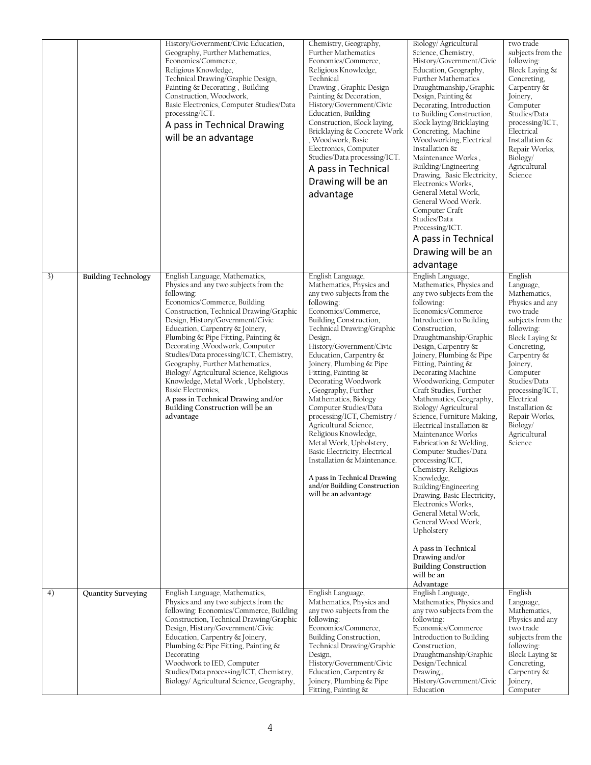| | | | | | |
|---|---|---|---|---|---|
| | | History/Government/Civic Education, Geography, Further Mathematics, Economics/Commerce, Religious Knowledge, Technical Drawing/Graphic Design, Painting & Decorating , Building Construction, Woodwork, Basic Electronics, Computer Studies/Data processing/ICT. A pass in Technical Drawing will be an advantage | Chemistry, Geography, Further Mathematics Economics/Commerce, Religious Knowledge, Technical Drawing , Graphic Design Painting & Decoration, History/Government/Civic Education, Building Construction, Block laying, Bricklaying & Concrete Work , Woodwork, Basic Electronics, Computer Studies/Data processing/ICT. A pass in Technical Drawing will be an advantage | Biology/ Agricultural Science, Chemistry, History/Government/Civic Education, Geography, Further Mathematics Draughtmanship,/Graphic Design, Painting & Decorating, Introduction to Building Construction, Block laying/Bricklaying Concreting, Machine Woodworking, Electrical Installation & Maintenance Works , Building/Engineering Drawing, Basic Electricity, Electronics Works, General Metal Work, General Wood Work. Computer Craft Studies/Data Processing/ICT. A pass in Technical Drawing will be an advantage | two trade subjects from the following: Block Laying & Concreting, Carpentry & Joinery, Computer Studies/Data processing/ICT, Electrical Installation & Repair Works, Biology/ Agricultural Science |
| 3) | **Building Technology** | English Language, Mathematics, Physics and any two subjects from the following: Economics/Commerce, Building Construction, Technical Drawing/Graphic Design, History/Government/Civic Education, Carpentry & Joinery, Plumbing & Pipe Fitting, Painting & Decorating ,Woodwork, Computer Studies/Data processing/ICT, Chemistry, Geography, Further Mathematics, Biology/ Agricultural Science, Religious Knowledge, Metal Work , Upholstery, Basic Electronics, **A pass in Technical Drawing and/or Building Construction will be an advantage** | English Language, Mathematics, Physics and any two subjects from the following: Economics/Commerce, Building Construction, Technical Drawing/Graphic Design, History/Government/Civic Education, Carpentry & Joinery, Plumbing & Pipe Fitting, Painting & Decorating Woodwork , Geography, Further Mathematics, Biology Computer Studies/Data processing/ICT, Chemistry / Agricultural Science, Religious Knowledge, Metal Work, Upholstery, Basic Electricity, Electrical Installation & Maintenance. **A pass in Technical Drawing and/or Building Construction will be an advantage** | English Language, Mathematics, Physics and any two subjects from the following: Economics/Commerce Introduction to Building Construction, Draughtmanship/Graphic Design, Carpentry & Joinery, Plumbing & Pipe Fitting, Painting & Decorating Machine Woodworking, Computer Craft Studies, Further Mathematics, Geography, Biology/ Agricultural Science, Furniture Making, Electrical Installation & Maintenance Works Fabrication & Welding, Computer Studies/Data processing/ICT, Chemistry. Religious Knowledge, Building/Engineering Drawing, Basic Electricity, Electronics Works, General Metal Work, General Wood Work, Upholstery **A pass in Technical Drawing and/or Building Construction will be an Advantage** | English Language, Mathematics, Physics and any two trade subjects from the following: Block Laying & Concreting, Carpentry & Joinery, Computer Studies/Data processing/ICT, Electrical Installation & Repair Works, Biology/ Agricultural Science |
| 4) | **Quantity Surveying** | English Language, Mathematics, Physics and any two subjects from the following: Economics/Commerce, Building Construction, Technical Drawing/Graphic Design, History/Government/Civic Education, Carpentry & Joinery, Plumbing & Pipe Fitting, Painting & Decorating Woodwork to IED, Computer Studies/Data processing/ICT, Chemistry, Biology/ Agricultural Science, Geography, | English Language, Mathematics, Physics and any two subjects from the following: Economics/Commerce, Building Construction, Technical Drawing/Graphic Design, History/Government/Civic Education, Carpentry & Joinery, Plumbing & Pipe Fitting, Painting & | English Language, Mathematics, Physics and any two subjects from the following: Economics/Commerce Introduction to Building Construction, Draughtmanship/Graphic Design/Technical Drawing,, History/Government/Civic Education | English Language, Mathematics, Physics and any two trade subjects from the following: Block Laying & Concreting, Carpentry & Joinery, Computer |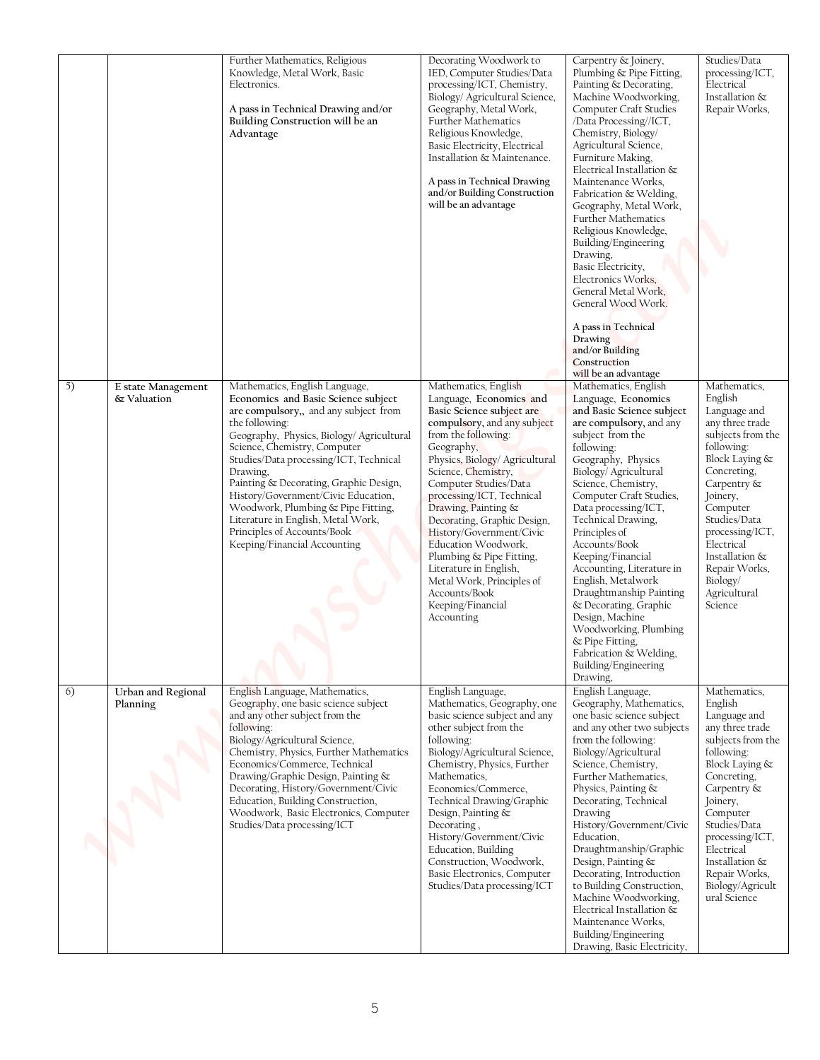| | | | | | |
|---|---|---|---|---|---|
| | | Further Mathematics, Religious Knowledge, Metal Work, Basic Electronics.<br><br>**A pass in Technical Drawing and/or Building Construction will be an Advantage** | Decorating Woodwork to IED, Computer Studies/Data processing/ICT, Chemistry, Biology/ Agricultural Science, Geography, Metal Work, Further Mathematics Religious Knowledge, Basic Electricity, Electrical Installation & Maintenance.<br><br>**A pass in Technical Drawing and/or Building Construction will be an advantage** | Carpentry & Joinery, Plumbing & Pipe Fitting, Painting & Decorating, Machine Woodworking, Computer Craft Studies /Data Processing//ICT, Chemistry, Biology/ Agricultural Science, Furniture Making, Electrical Installation & Maintenance Works, Fabrication & Welding, Geography, Metal Work, Further Mathematics Religious Knowledge, Building/Engineering Drawing, Basic Electricity, Electronics Works, General Metal Work, General Wood Work.<br><br>**A pass in Technical Drawing and/or Building Construction will be an advantage** | Studies/Data processing/ICT, Electrical Installation & Repair Works, |
| 5) | **E state Management & Valuation** | Mathematics, English Language, **Economics and Basic Science subject are compulsory,,** and any subject from the following: Geography, Physics, Biology/ Agricultural Science, Chemistry, Computer Studies/Data processing/ICT, Technical Drawing, Painting & Decorating, Graphic Design, History/Government/Civic Education, Woodwork, Plumbing & Pipe Fitting, Literature in English, Metal Work, Principles of Accounts/Book Keeping/Financial Accounting | Mathematics, English Language, **Economics and Basic Science subject are compulsory,** and any subject from the following: Geography, Physics, Biology/ Agricultural Science, Chemistry, Computer Studies/Data processing/ICT, Technical Drawing, Painting & Decorating, Graphic Design, History/Government/Civic Education Woodwork, Plumbing & Pipe Fitting, Literature in English, Metal Work, Principles of Accounts/Book Keeping/Financial Accounting | Mathematics, English Language, **Economics and Basic Science subject are compulsory,** and any subject from the following: Geography, Physics Biology/ Agricultural Science, Chemistry, Computer Craft Studies, Data processing/ICT, Technical Drawing, Principles of Accounts/Book Keeping/Financial Accounting, Literature in English, Metalwork Draughtmanship Painting & Decorating, Graphic Design, Machine Woodworking, Plumbing & Pipe Fitting, Fabrication & Welding, Building/Engineering Drawing, | Mathematics, English Language and any three trade subjects from the following: Block Laying & Concreting, Carpentry & Joinery, Computer Studies/Data processing/ICT, Electrical Installation & Repair Works, Biology/ Agricultural Science |
| 6) | **Urban and Regional Planning** | English Language, Mathematics, Geography, one basic science subject and any other subject from the following: Biology/Agricultural Science, Chemistry, Physics, Further Mathematics Economics/Commerce, Technical Drawing/Graphic Design, Painting & Decorating, History/Government/Civic Education, Building Construction, Woodwork, Basic Electronics, Computer Studies/Data processing/ICT | English Language, Mathematics, Geography, one basic science subject and any other subject from the following: Biology/Agricultural Science, Chemistry, Physics, Further Mathematics, Economics/Commerce, Technical Drawing/Graphic Design, Painting & Decorating , History/Government/Civic Education, Building Construction, Woodwork, Basic Electronics, Computer Studies/Data processing/ICT | English Language, Geography, Mathematics, one basic science subject and any other two subjects from the following: Biology/Agricultural Science, Chemistry, Further Mathematics, Physics, Painting & Decorating, Technical Drawing History/Government/Civic Education, Draughtmanship/Graphic Design, Painting & Decorating, Introduction to Building Construction, Machine Woodworking, Electrical Installation & Maintenance Works, Building/Engineering Drawing, Basic Electricity, | Mathematics, English Language and any three trade subjects from the following: Block Laying & Concreting, Carpentry & Joinery, Computer Studies/Data processing/ICT, Electrical Installation & Repair Works, Biology/Agricultural Science |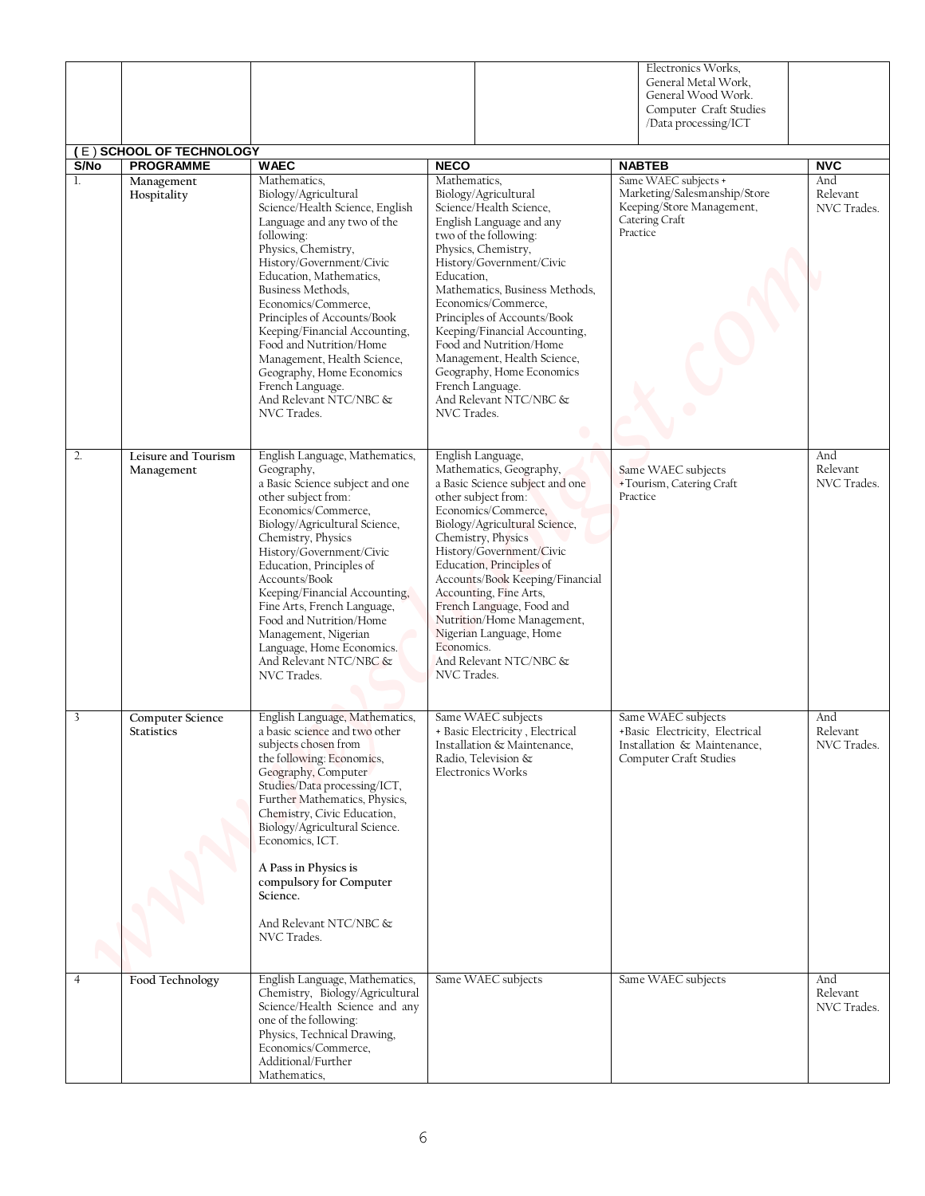| | | | | Electronics Works, General Metal Work, General Wood Work. Computer Craft Studies /Data processing/ICT | |
|---|---|---|---|---|---|

**( E ) SCHOOL OF TECHNOLOGY**

| S/No | PROGRAMME | WAEC | NECO | NABTEB | NVC |
|---|---|---|---|---|---|
| 1. | Management Hospitality | Mathematics, Biology/Agricultural Science/Health Science, English Language and any two of the following: Physics, Chemistry, History/Government/Civic Education, Mathematics, Business Methods, Economics/Commerce, Principles of Accounts/Book Keeping/Financial Accounting, Food and Nutrition/Home Management, Health Science, Geography, Home Economics French Language. And Relevant NTC/NBC & NVC Trades. | Mathematics, Biology/Agricultural Science/Health Science, English Language and any two of the following: Physics, Chemistry, History/Government/Civic Education, Mathematics, Business Methods, Economics/Commerce, Principles of Accounts/Book Keeping/Financial Accounting, Food and Nutrition/Home Management, Health Science, Geography, Home Economics French Language. And Relevant NTC/NBC & NVC Trades. | Same WAEC subjects + Marketing/Salesmanship/Store Keeping/Store Management, Catering Craft Practice | And Relevant NVC Trades. |
| 2. | Leisure and Tourism Management | English Language, Mathematics, Geography, a Basic Science subject and one other subject from: Economics/Commerce, Biology/Agricultural Science, Chemistry, Physics History/Government/Civic Education, Principles of Accounts/Book Keeping/Financial Accounting, Fine Arts, French Language, Food and Nutrition/Home Management, Nigerian Language, Home Economics. And Relevant NTC/NBC & NVC Trades. | English Language, Mathematics, Geography, a Basic Science subject and one other subject from: Economics/Commerce, Biology/Agricultural Science, Chemistry, Physics History/Government/Civic Education, Principles of Accounts/Book Keeping/Financial Accounting, Fine Arts, French Language, Food and Nutrition/Home Management, Nigerian Language, Home Economics. And Relevant NTC/NBC & NVC Trades. | Same WAEC subjects +Tourism, Catering Craft Practice | And Relevant NVC Trades. |
| 3 | Computer Science Statistics | English Language, Mathematics, a basic science and two other subjects chosen from the following: Economics, Geography, Computer Studies/Data processing/ICT, Further Mathematics, Physics, Chemistry, Civic Education, Biology/Agricultural Science. Economics, ICT.<br><br>**A Pass in Physics is compulsory for Computer Science.**<br><br>And Relevant NTC/NBC & NVC Trades. | Same WAEC subjects + Basic Electricity , Electrical Installation & Maintenance, Radio, Television & Electronics Works | Same WAEC subjects +Basic Electricity, Electrical Installation & Maintenance, Computer Craft Studies | And Relevant NVC Trades. |
| 4 | Food Technology | English Language, Mathematics, Chemistry, Biology/Agricultural Science/Health Science and any one of the following: Physics, Technical Drawing, Economics/Commerce, Additional/Further Mathematics, | Same WAEC subjects | Same WAEC subjects | And Relevant NVC Trades. |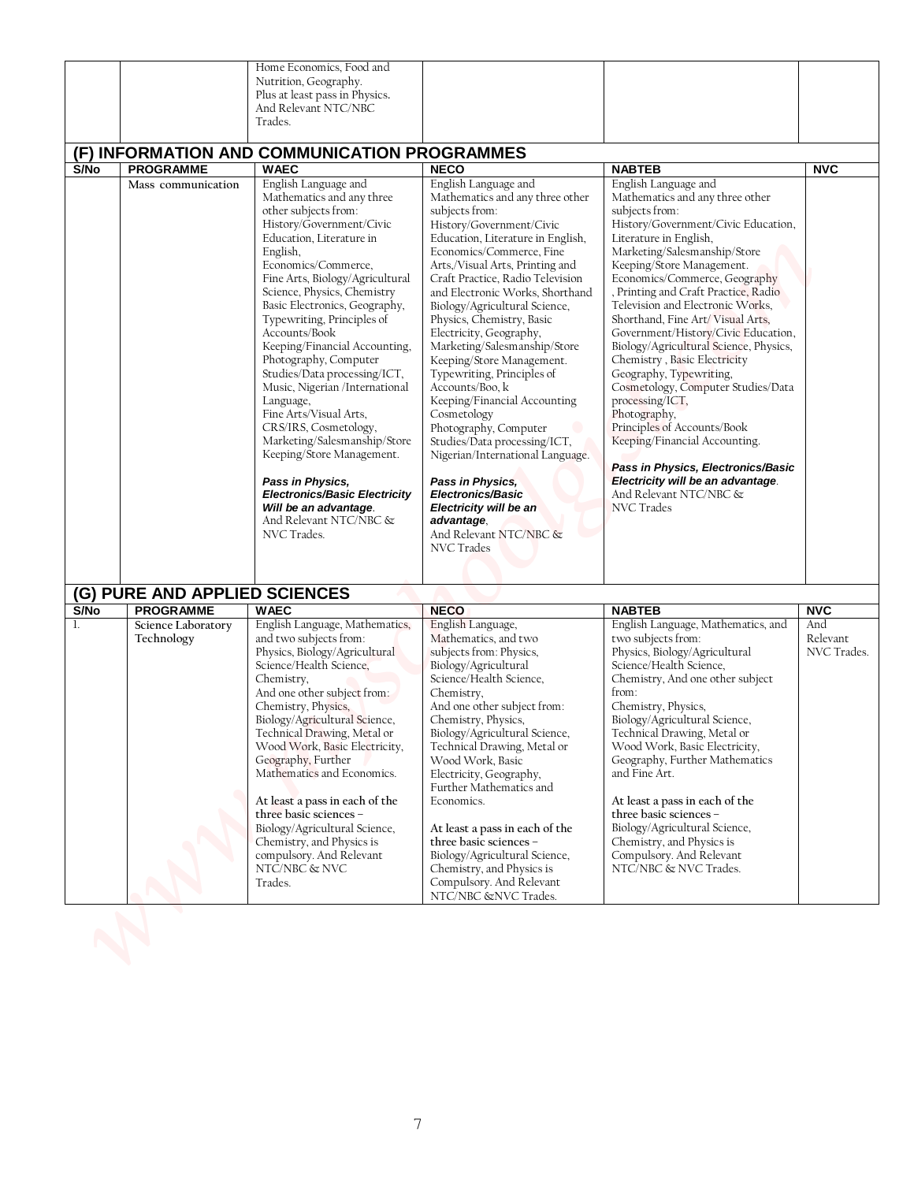| | | Home Economics, Food and Nutrition, Geography. Plus at least pass in Physics. And Relevant NTC/NBC Trades. | | | |
|---|---|---|---|---|---|

## (F) INFORMATION AND COMMUNICATION PROGRAMMES

| S/No | PROGRAMME | WAEC | NECO | NABTEB | NVC |
|---|---|---|---|---|---|
| | Mass communication | English Language and Mathematics and any three other subjects from: History/Government/Civic Education, Literature in English, Economics/Commerce, Fine Arts, Biology/Agricultural Science, Physics, Chemistry Basic Electronics, Geography, Typewriting, Principles of Accounts/Book Keeping/Financial Accounting, Photography, Computer Studies/Data processing/ICT, Music, Nigerian /International Language, Fine Arts/Visual Arts, CRS/IRS, Cosmetology, Marketing/Salesmanship/Store Keeping/Store Management. ***Pass in Physics, Electronics/Basic Electricity Will be an advantage***. And Relevant NTC/NBC & NVC Trades. | English Language and Mathematics and any three other subjects from: History/Government/Civic Education, Literature in English, Economics/Commerce, Fine Arts,/Visual Arts, Printing and Craft Practice, Radio Television and Electronic Works, Shorthand Biology/Agricultural Science, Physics, Chemistry, Basic Electricity, Geography, Marketing/Salesmanship/Store Keeping/Store Management. Typewriting, Principles of Accounts/Boo, k Keeping/Financial Accounting Cosmetology Photography, Computer Studies/Data processing/ICT, Nigerian/International Language. ***Pass in Physics, Electronics/Basic Electricity will be an advantage***, And Relevant NTC/NBC & NVC Trades | English Language and Mathematics and any three other subjects from: History/Government/Civic Education, Literature in English, Marketing/Salesmanship/Store Keeping/Store Management. Economics/Commerce, Geography , Printing and Craft Practice, Radio Television and Electronic Works, Shorthand, Fine Art/ Visual Arts, Government/History/Civic Education, Biology/Agricultural Science, Physics, Chemistry , Basic Electricity Geography, Typewriting, Cosmetology, Computer Studies/Data processing/ICT, Photography, Principles of Accounts/Book Keeping/Financial Accounting. ***Pass in Physics, Electronics/Basic Electricity will be an advantage***. And Relevant NTC/NBC & NVC Trades | |

## (G) PURE AND APPLIED SCIENCES

| S/No | PROGRAMME | WAEC | NECO | NABTEB | NVC |
|---|---|---|---|---|---|
| 1. | Science Laboratory Technology | English Language, Mathematics, and two subjects from: Physics, Biology/Agricultural Science/Health Science, Chemistry, And one other subject from: Chemistry, Physics, Biology/Agricultural Science, Technical Drawing, Metal or Wood Work, Basic Electricity, Geography, Further Mathematics and Economics. **At least a pass in each of the three basic sciences –** Biology/Agricultural Science, Chemistry, and Physics is compulsory. And Relevant NTC/NBC & NVC Trades. | English Language, Mathematics, and two subjects from: Physics, Biology/Agricultural Science/Health Science, Chemistry, And one other subject from: Chemistry, Physics, Biology/Agricultural Science, Technical Drawing, Metal or Wood Work, Basic Electricity, Geography, Further Mathematics and Economics. **At least a pass in each of the three basic sciences –** Biology/Agricultural Science, Chemistry, and Physics is Compulsory. And Relevant NTC/NBC &NVC Trades. | English Language, Mathematics, and two subjects from: Physics, Biology/Agricultural Science/Health Science, Chemistry, And one other subject from: Chemistry, Physics, Biology/Agricultural Science, Technical Drawing, Metal or Wood Work, Basic Electricity, Geography, Further Mathematics and Fine Art. **At least a pass in each of the three basic sciences –** Biology/Agricultural Science, Chemistry, and Physics is Compulsory. And Relevant NTC/NBC & NVC Trades. | And Relevant NVC Trades. |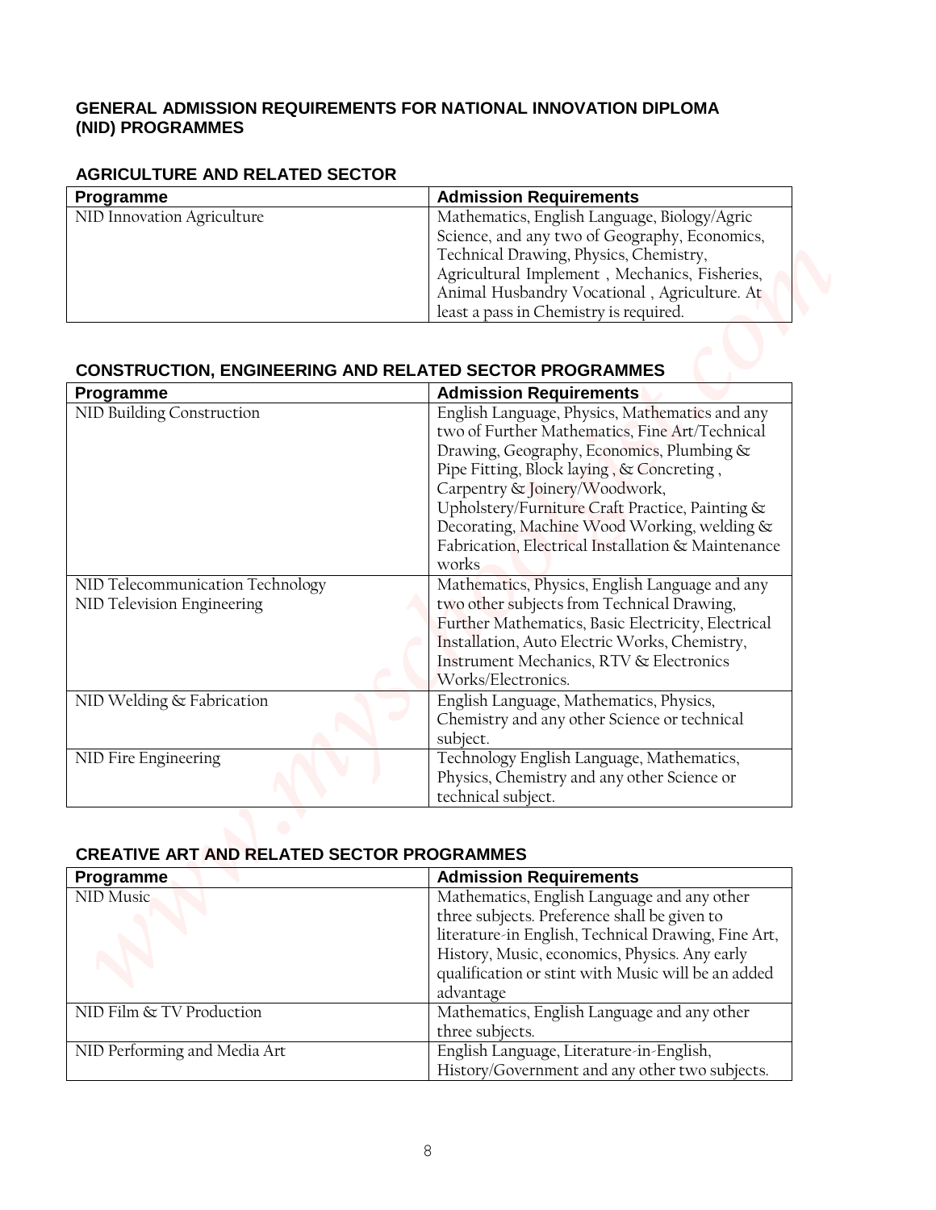# GENERAL ADMISSION REQUIREMENTS FOR NATIONAL INNOVATION DIPLOMA (NID) PROGRAMMES

## AGRICULTURE AND RELATED SECTOR

| Programme | Admission Requirements |
| --- | --- |
| NID Innovation Agriculture | Mathematics, English Language, Biology/Agric Science, and any two of Geography, Economics, Technical Drawing, Physics, Chemistry, Agricultural Implement , Mechanics, Fisheries, Animal Husbandry Vocational , Agriculture. At least a pass in Chemistry is required. |

## CONSTRUCTION, ENGINEERING AND RELATED SECTOR PROGRAMMES

| Programme | Admission Requirements |
| --- | --- |
| NID Building Construction | English Language, Physics, Mathematics and any two of Further Mathematics, Fine Art/Technical Drawing, Geography, Economics, Plumbing & Pipe Fitting, Block laying , & Concreting , Carpentry & Joinery/Woodwork, Upholstery/Furniture Craft Practice, Painting & Decorating, Machine Wood Working, welding & Fabrication, Electrical Installation & Maintenance works |
| NID Telecommunication Technology<br>NID Television Engineering | Mathematics, Physics, English Language and any two other subjects from Technical Drawing, Further Mathematics, Basic Electricity, Electrical Installation, Auto Electric Works, Chemistry, Instrument Mechanics, RTV & Electronics Works/Electronics. |
| NID Welding & Fabrication | English Language, Mathematics, Physics, Chemistry and any other Science or technical subject. |
| NID Fire Engineering | Technology English Language, Mathematics, Physics, Chemistry and any other Science or technical subject. |

## CREATIVE ART AND RELATED SECTOR PROGRAMMES

| Programme | Admission Requirements |
| --- | --- |
| NID Music | Mathematics, English Language and any other three subjects. Preference shall be given to literature-in English, Technical Drawing, Fine Art, History, Music, economics, Physics. Any early qualification or stint with Music will be an added advantage |
| NID Film & TV Production | Mathematics, English Language and any other three subjects. |
| NID Performing and Media Art | English Language, Literature-in-English, History/Government and any other two subjects. |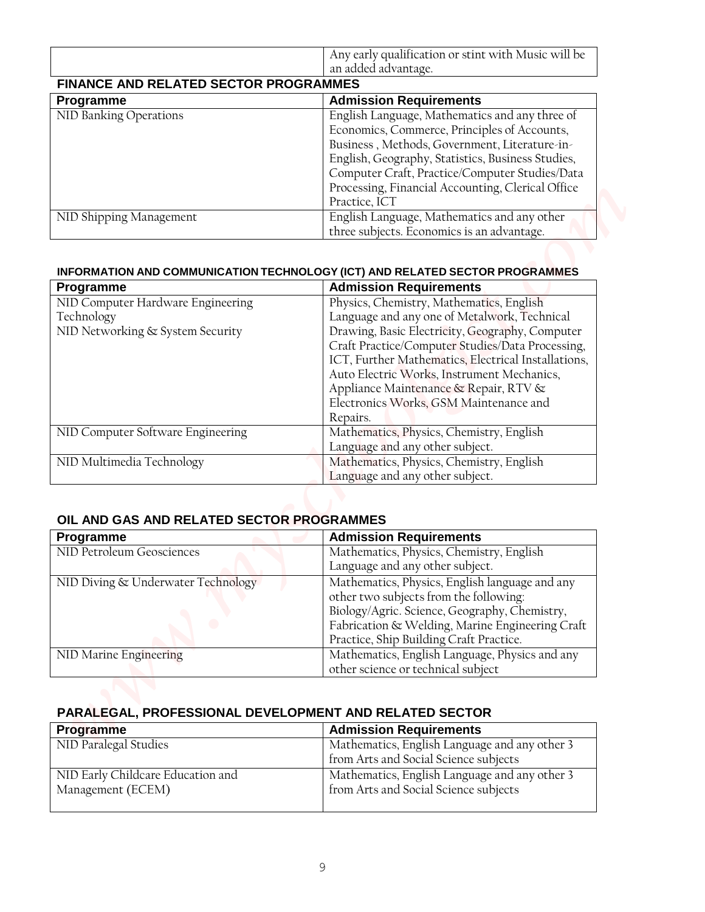| | |
|---|---|
| | Any early qualification or stint with Music will be an added advantage. |

**FINANCE AND RELATED SECTOR PROGRAMMES**

| Programme | Admission Requirements |
|---|---|
| NID Banking Operations | English Language, Mathematics and any three of Economics, Commerce, Principles of Accounts, Business , Methods, Government, Literature-in-English, Geography, Statistics, Business Studies, Computer Craft, Practice/Computer Studies/Data Processing, Financial Accounting, Clerical Office Practice, ICT |
| NID Shipping Management | English Language, Mathematics and any other three subjects. Economics is an advantage. |

**INFORMATION AND COMMUNICATION TECHNOLOGY (ICT) AND RELATED SECTOR PROGRAMMES**

| Programme | Admission Requirements |
|---|---|
| NID Computer Hardware Engineering Technology<br>NID Networking & System Security | Physics, Chemistry, Mathematics, English Language and any one of Metalwork, Technical Drawing, Basic Electricity, Geography, Computer Craft Practice/Computer Studies/Data Processing, ICT, Further Mathematics, Electrical Installations, Auto Electric Works, Instrument Mechanics, Appliance Maintenance & Repair, RTV & Electronics Works, GSM Maintenance and Repairs. |
| NID Computer Software Engineering | Mathematics, Physics, Chemistry, English Language and any other subject. |
| NID Multimedia Technology | Mathematics, Physics, Chemistry, English Language and any other subject. |

**OIL AND GAS AND RELATED SECTOR PROGRAMMES**

| Programme | Admission Requirements |
|---|---|
| NID Petroleum Geosciences | Mathematics, Physics, Chemistry, English Language and any other subject. |
| NID Diving & Underwater Technology | Mathematics, Physics, English language and any other two subjects from the following: Biology/Agric. Science, Geography, Chemistry, Fabrication & Welding, Marine Engineering Craft Practice, Ship Building Craft Practice. |
| NID Marine Engineering | Mathematics, English Language, Physics and any other science or technical subject |

**PARALEGAL, PROFESSIONAL DEVELOPMENT AND RELATED SECTOR**

| Programme | Admission Requirements |
|---|---|
| NID Paralegal Studies | Mathematics, English Language and any other 3 from Arts and Social Science subjects |
| NID Early Childcare Education and Management (ECEM) | Mathematics, English Language and any other 3 from Arts and Social Science subjects |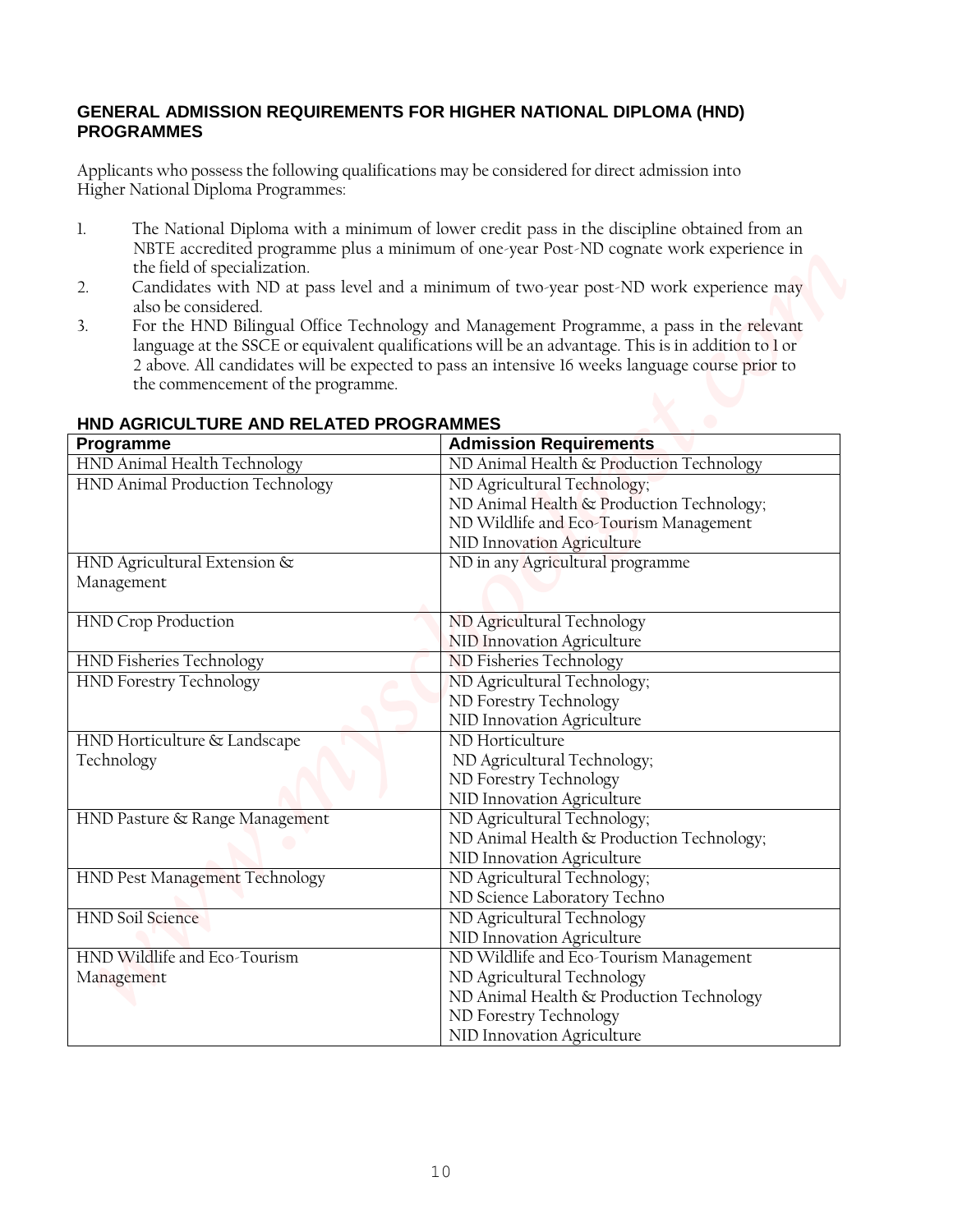## GENERAL ADMISSION REQUIREMENTS FOR HIGHER NATIONAL DIPLOMA (HND) PROGRAMMES

Applicants who possess the following qualifications may be considered for direct admission into Higher National Diploma Programmes:

1. The National Diploma with a minimum of lower credit pass in the discipline obtained from an NBTE accredited programme plus a minimum of one-year Post-ND cognate work experience in the field of specialization.
2. Candidates with ND at pass level and a minimum of two-year post-ND work experience may also be considered.
3. For the HND Bilingual Office Technology and Management Programme, a pass in the relevant language at the SSCE or equivalent qualifications will be an advantage. This is in addition to 1 or 2 above. All candidates will be expected to pass an intensive 16 weeks language course prior to the commencement of the programme.

### HND AGRICULTURE AND RELATED PROGRAMMES

| Programme | Admission Requirements |
|---|---|
| HND Animal Health Technology | ND Animal Health & Production Technology |
| HND Animal Production Technology | ND Agricultural Technology;<br>ND Animal Health & Production Technology;<br>ND Wildlife and Eco-Tourism Management<br>NID Innovation Agriculture |
| HND Agricultural Extension & Management | ND in any Agricultural programme |
| HND Crop Production | ND Agricultural Technology<br>NID Innovation Agriculture |
| HND Fisheries Technology | ND Fisheries Technology |
| HND Forestry Technology | ND Agricultural Technology;<br>ND Forestry Technology<br>NID Innovation Agriculture |
| HND Horticulture & Landscape Technology | ND Horticulture<br>ND Agricultural Technology;<br>ND Forestry Technology<br>NID Innovation Agriculture |
| HND Pasture & Range Management | ND Agricultural Technology;<br>ND Animal Health & Production Technology;<br>NID Innovation Agriculture |
| HND Pest Management Technology | ND Agricultural Technology;<br>ND Science Laboratory Techno |
| HND Soil Science | ND Agricultural Technology<br>NID Innovation Agriculture |
| HND Wildlife and Eco-Tourism Management | ND Wildlife and Eco-Tourism Management<br>ND Agricultural Technology<br>ND Animal Health & Production Technology<br>ND Forestry Technology<br>NID Innovation Agriculture |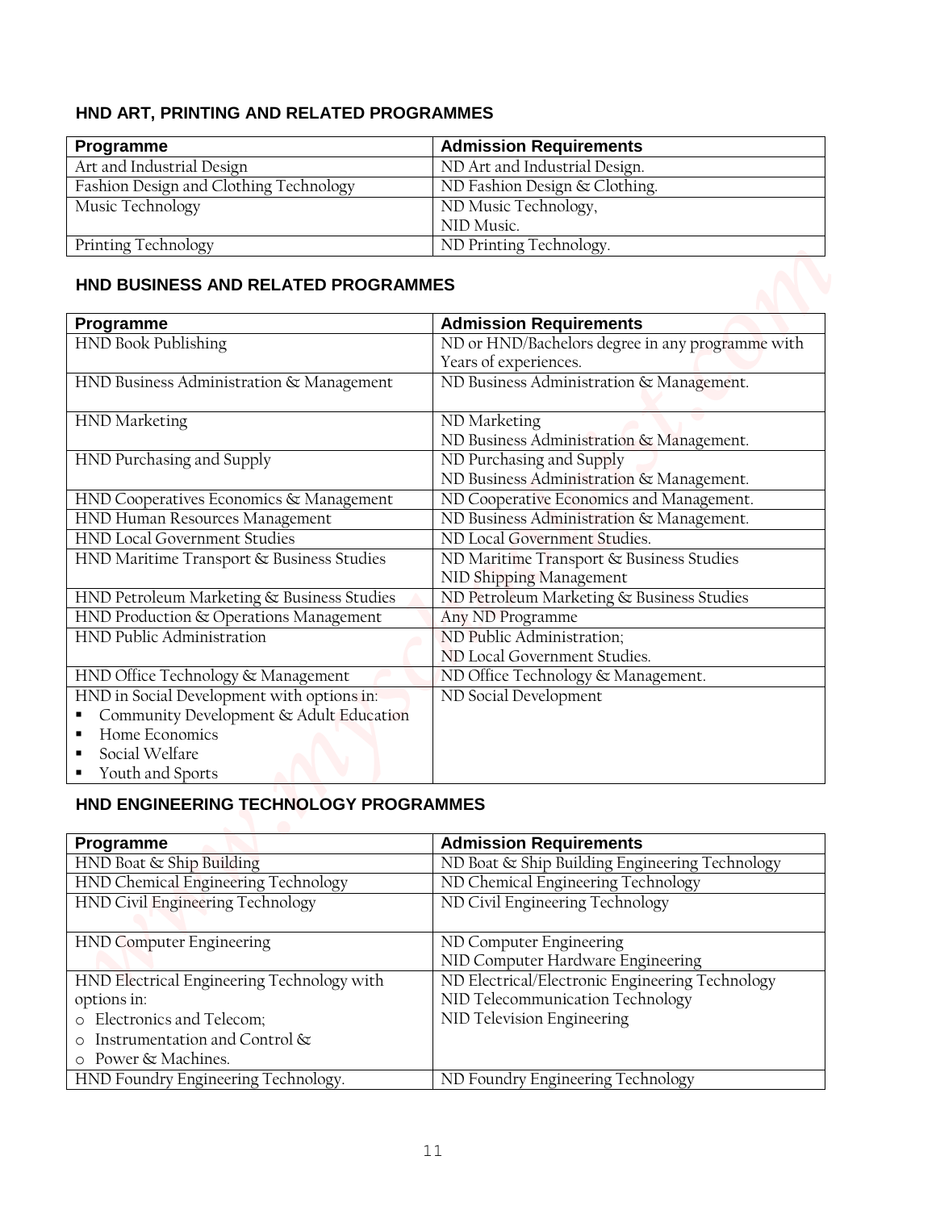### HND ART, PRINTING AND RELATED PROGRAMMES

| Programme | Admission Requirements |
|---|---|
| Art and Industrial Design | ND Art and Industrial Design. |
| Fashion Design and Clothing Technology | ND Fashion Design & Clothing. |
| Music Technology | ND Music Technology,<br>NID Music. |
| Printing Technology | ND Printing Technology. |

### HND BUSINESS AND RELATED PROGRAMMES

| Programme | Admission Requirements |
|---|---|
| HND Book Publishing | ND or HND/Bachelors degree in any programme with Years of experiences. |
| HND Business Administration & Management | ND Business Administration & Management. |
| HND Marketing | ND Marketing<br>ND Business Administration & Management. |
| HND Purchasing and Supply | ND Purchasing and Supply<br>ND Business Administration & Management. |
| HND Cooperatives Economics & Management | ND Cooperative Economics and Management. |
| HND Human Resources Management | ND Business Administration & Management. |
| HND Local Government Studies | ND Local Government Studies. |
| HND Maritime Transport & Business Studies | ND Maritime Transport & Business Studies<br>NID Shipping Management |
| HND Petroleum Marketing & Business Studies | ND Petroleum Marketing & Business Studies |
| HND Production & Operations Management | Any ND Programme |
| HND Public Administration | ND Public Administration;<br>ND Local Government Studies. |
| HND Office Technology & Management | ND Office Technology & Management. |
| HND in Social Development with options in:<br>▪ Community Development & Adult Education<br>▪ Home Economics<br>▪ Social Welfare<br>▪ Youth and Sports | ND Social Development |

### HND ENGINEERING TECHNOLOGY PROGRAMMES

| Programme | Admission Requirements |
|---|---|
| HND Boat & Ship Building | ND Boat & Ship Building Engineering Technology |
| HND Chemical Engineering Technology | ND Chemical Engineering Technology |
| HND Civil Engineering Technology | ND Civil Engineering Technology |
| HND Computer Engineering | ND Computer Engineering<br>NID Computer Hardware Engineering |
| HND Electrical Engineering Technology with options in:<br>o Electronics and Telecom;<br>o Instrumentation and Control &<br>o Power & Machines. | ND Electrical/Electronic Engineering Technology<br>NID Telecommunication Technology<br>NID Television Engineering |
| HND Foundry Engineering Technology. | ND Foundry Engineering Technology |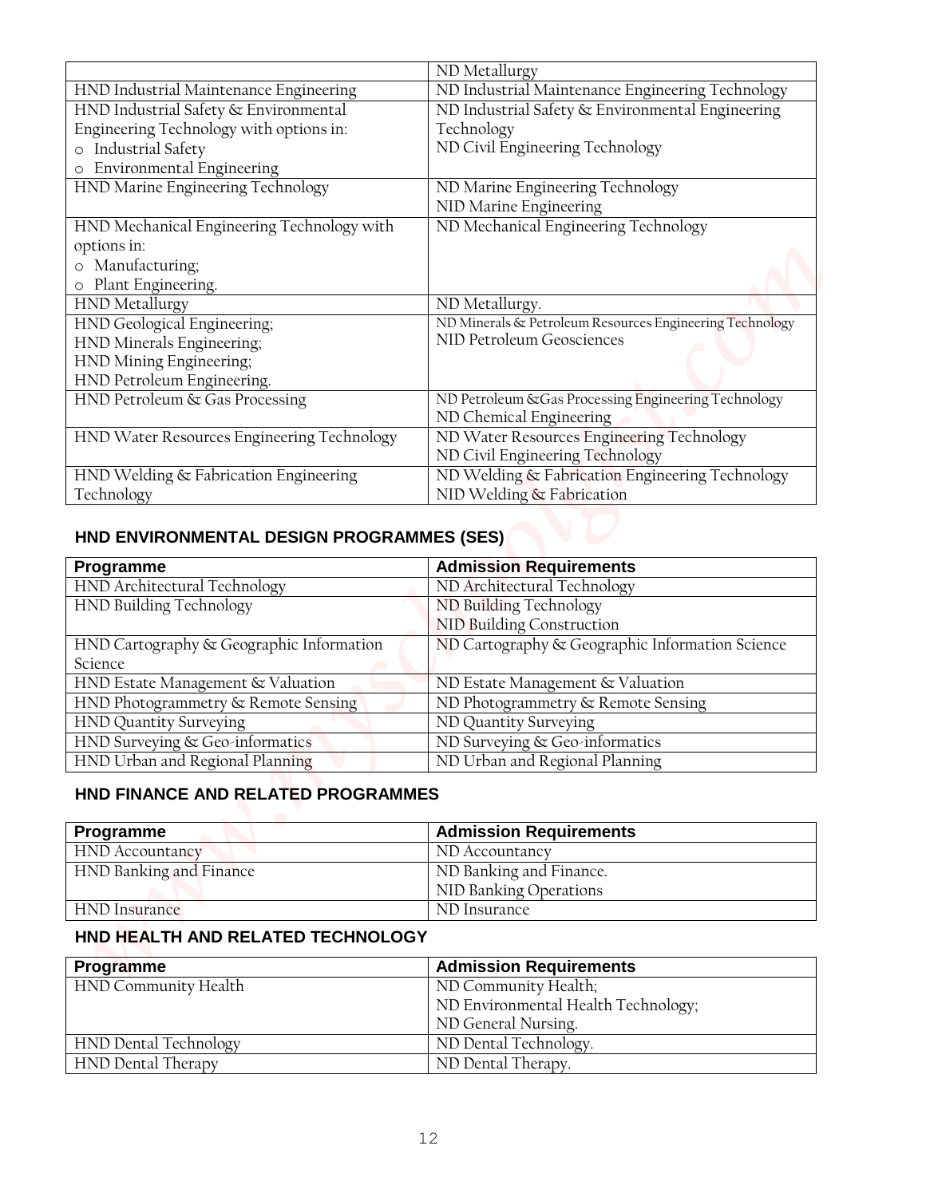| | |
|---|---|
| | ND Metallurgy |
| HND Industrial Maintenance Engineering | ND Industrial Maintenance Engineering Technology |
| HND Industrial Safety & Environmental Engineering Technology with options in:<br>o Industrial Safety<br>o Environmental Engineering | ND Industrial Safety & Environmental Engineering Technology<br>ND Civil Engineering Technology |
| HND Marine Engineering Technology | ND Marine Engineering Technology<br>NID Marine Engineering |
| HND Mechanical Engineering Technology with options in:<br>o Manufacturing;<br>o Plant Engineering. | ND Mechanical Engineering Technology |
| HND Metallurgy | ND Metallurgy. |
| HND Geological Engineering;<br>HND Minerals Engineering;<br>HND Mining Engineering;<br>HND Petroleum Engineering. | ND Minerals & Petroleum Resources Engineering Technology<br>NID Petroleum Geosciences |
| HND Petroleum & Gas Processing | ND Petroleum &Gas Processing Engineering Technology<br>ND Chemical Engineering |
| HND Water Resources Engineering Technology | ND Water Resources Engineering Technology<br>ND Civil Engineering Technology |
| HND Welding & Fabrication Engineering Technology | ND Welding & Fabrication Engineering Technology<br>NID Welding & Fabrication |

## HND ENVIRONMENTAL DESIGN PROGRAMMES (SES)

| Programme | Admission Requirements |
|---|---|
| HND Architectural Technology | ND Architectural Technology |
| HND Building Technology | ND Building Technology<br>NID Building Construction |
| HND Cartography & Geographic Information Science | ND Cartography & Geographic Information Science |
| HND Estate Management & Valuation | ND Estate Management & Valuation |
| HND Photogrammetry & Remote Sensing | ND Photogrammetry & Remote Sensing |
| HND Quantity Surveying | ND Quantity Surveying |
| HND Surveying & Geo-informatics | ND Surveying & Geo-informatics |
| HND Urban and Regional Planning | ND Urban and Regional Planning |

## HND FINANCE AND RELATED PROGRAMMES

| Programme | Admission Requirements |
|---|---|
| HND Accountancy | ND Accountancy |
| HND Banking and Finance | ND Banking and Finance.<br>NID Banking Operations |
| HND Insurance | ND Insurance |

## HND HEALTH AND RELATED TECHNOLOGY

| Programme | Admission Requirements |
|---|---|
| HND Community Health | ND Community Health;<br>ND Environmental Health Technology;<br>ND General Nursing. |
| HND Dental Technology | ND Dental Technology. |
| HND Dental Therapy | ND Dental Therapy. |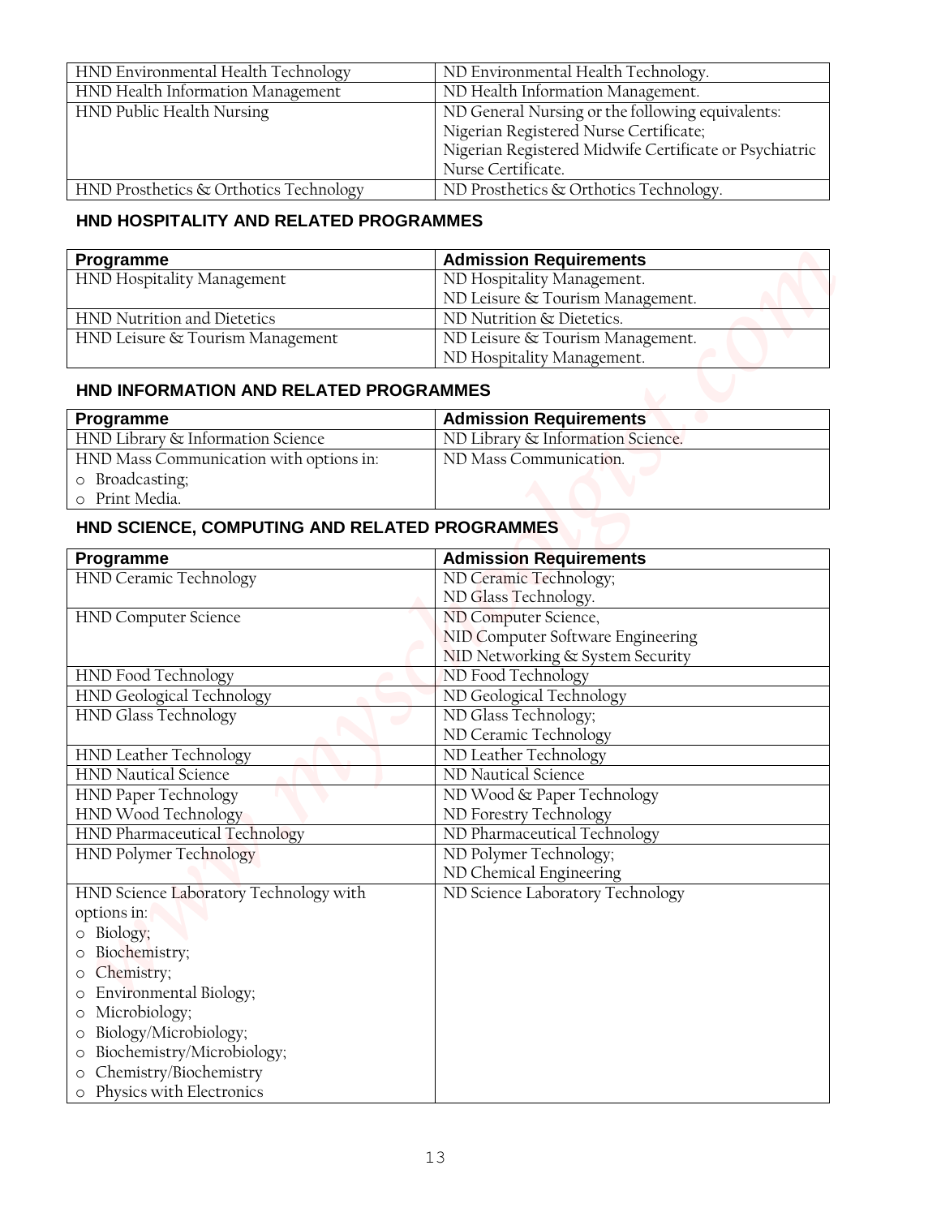| | |
|---|---|
| HND Environmental Health Technology | ND Environmental Health Technology. |
| HND Health Information Management | ND Health Information Management. |
| HND Public Health Nursing | ND General Nursing or the following equivalents: Nigerian Registered Nurse Certificate; Nigerian Registered Midwife Certificate or Psychiatric Nurse Certificate. |
| HND Prosthetics & Orthotics Technology | ND Prosthetics & Orthotics Technology. |

### HND HOSPITALITY AND RELATED PROGRAMMES

| Programme | Admission Requirements |
|---|---|
| HND Hospitality Management | ND Hospitality Management.<br>ND Leisure & Tourism Management. |
| HND Nutrition and Dietetics | ND Nutrition & Dietetics. |
| HND Leisure & Tourism Management | ND Leisure & Tourism Management.<br>ND Hospitality Management. |

### HND INFORMATION AND RELATED PROGRAMMES

| Programme | Admission Requirements |
|---|---|
| HND Library & Information Science | ND Library & Information Science. |
| HND Mass Communication with options in:<br>o Broadcasting;<br>o Print Media. | ND Mass Communication. |

### HND SCIENCE, COMPUTING AND RELATED PROGRAMMES

| Programme | Admission Requirements |
|---|---|
| HND Ceramic Technology | ND Ceramic Technology;<br>ND Glass Technology. |
| HND Computer Science | ND Computer Science,<br>NID Computer Software Engineering<br>NID Networking & System Security |
| HND Food Technology | ND Food Technology |
| HND Geological Technology | ND Geological Technology |
| HND Glass Technology | ND Glass Technology;<br>ND Ceramic Technology |
| HND Leather Technology | ND Leather Technology |
| HND Nautical Science | ND Nautical Science |
| HND Paper Technology<br>HND Wood Technology | ND Wood & Paper Technology<br>ND Forestry Technology |
| HND Pharmaceutical Technology | ND Pharmaceutical Technology |
| HND Polymer Technology | ND Polymer Technology;<br>ND Chemical Engineering |
| HND Science Laboratory Technology with options in:<br>o Biology;<br>o Biochemistry;<br>o Chemistry;<br>o Environmental Biology;<br>o Microbiology;<br>o Biology/Microbiology;<br>o Biochemistry/Microbiology;<br>o Chemistry/Biochemistry<br>o Physics with Electronics | ND Science Laboratory Technology |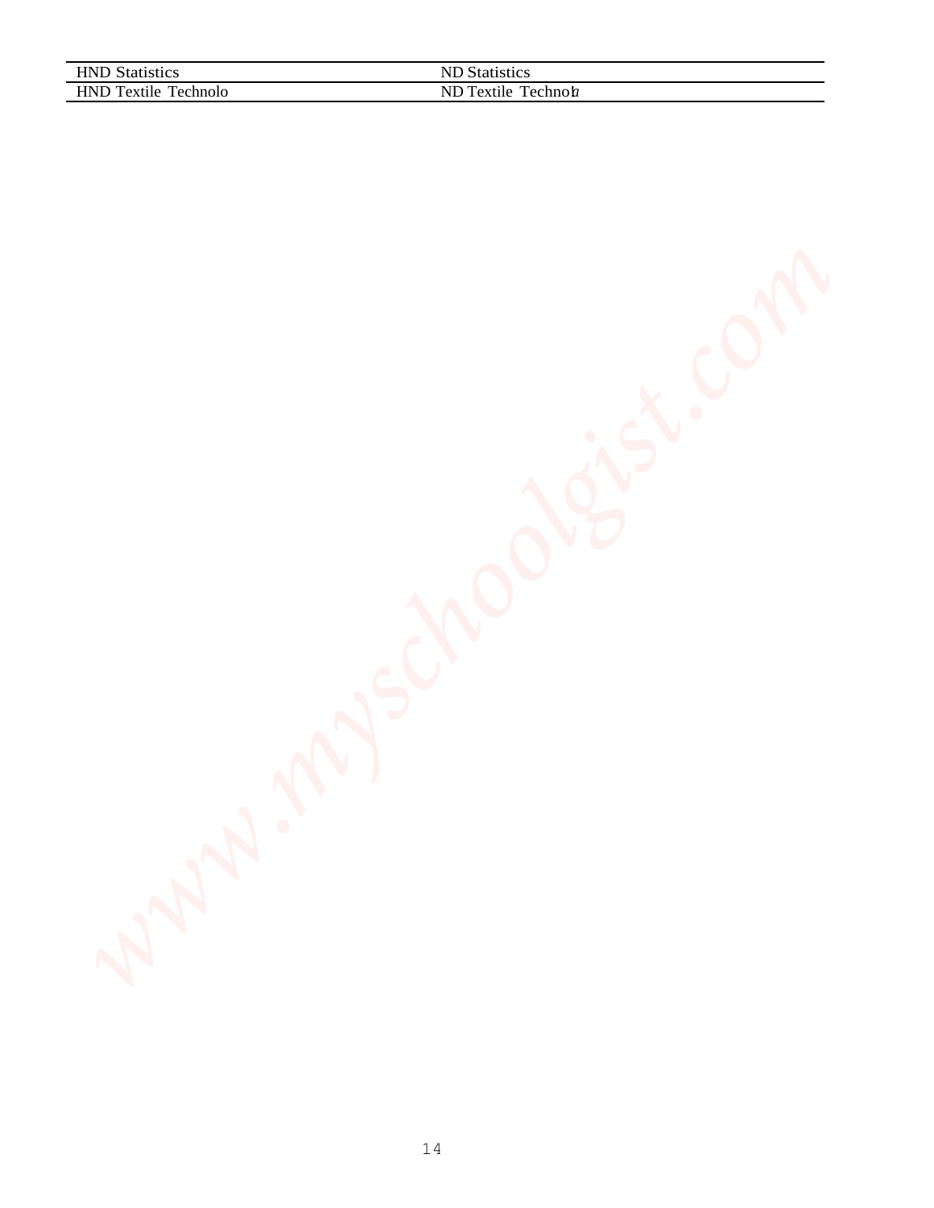| | |
|---|---|
| HND Statistics | ND Statistics |
| HND Textile Technolo | ND Textile Technolo |